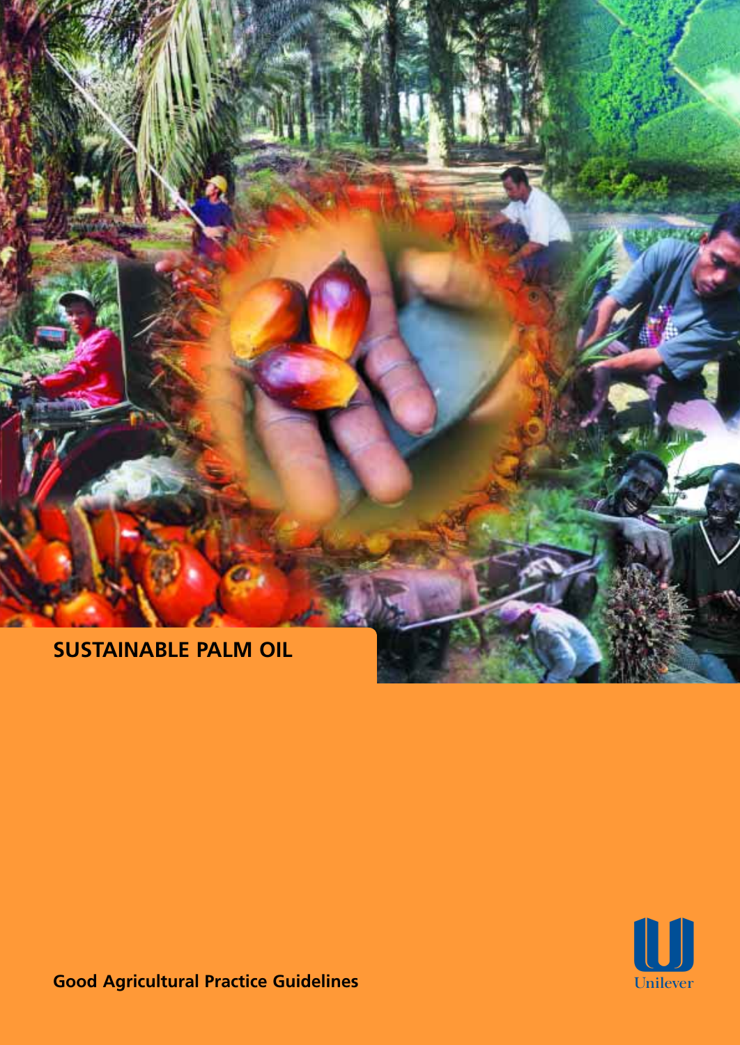# SUSTAINABLE PALM OIL

Good Agricultural Practice Guidelines

Unilever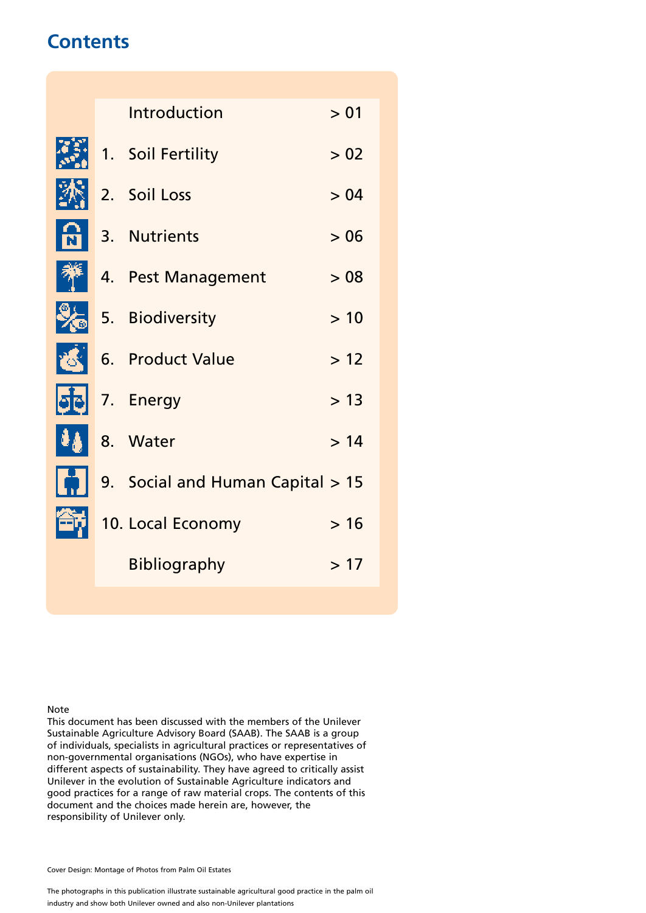# Contents

| | | |
|---|---|---|
| | Introduction | > 01 |
| 1. | Soil Fertility | > 02 |
| 2. | Soil Loss | > 04 |
| 3. | Nutrients | > 06 |
| 4. | Pest Management | > 08 |
| 5. | Biodiversity | > 10 |
| 6. | Product Value | > 12 |
| 7. | Energy | > 13 |
| 8. | Water | > 14 |
| 9. | Social and Human Capital | > 15 |
| 10. | Local Economy | > 16 |
| | Bibliography | > 17 |

Note
This document has been discussed with the members of the Unilever Sustainable Agriculture Advisory Board (SAAB). The SAAB is a group of individuals, specialists in agricultural practices or representatives of non-governmental organisations (NGOs), who have expertise in different aspects of sustainability. They have agreed to critically assist Unilever in the evolution of Sustainable Agriculture indicators and good practices for a range of raw material crops. The contents of this document and the choices made herein are, however, the responsibility of Unilever only.

Cover Design: Montage of Photos from Palm Oil Estates

The photographs in this publication illustrate sustainable agricultural good practice in the palm oil industry and show both Unilever owned and also non-Unilever plantations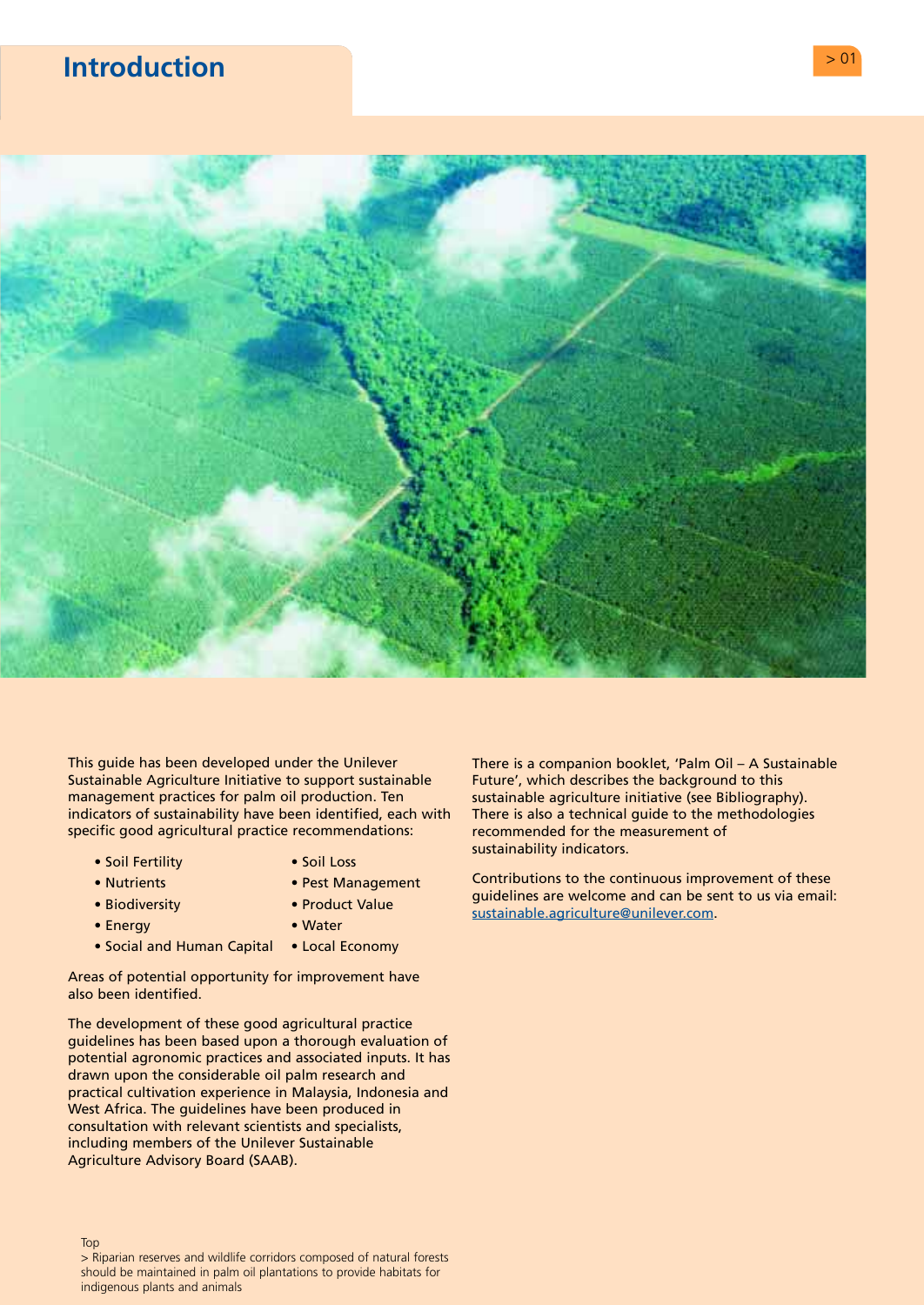# Introduction

This guide has been developed under the Unilever Sustainable Agriculture Initiative to support sustainable management practices for palm oil production. Ten indicators of sustainability have been identified, each with specific good agricultural practice recommendations:

- Soil Fertility
- Nutrients
- Biodiversity
- Energy
- Social and Human Capital
- Soil Loss
- Pest Management
- Product Value
- Water
- Local Economy

Areas of potential opportunity for improvement have also been identified.

The development of these good agricultural practice guidelines has been based upon a thorough evaluation of potential agronomic practices and associated inputs. It has drawn upon the considerable oil palm research and practical cultivation experience in Malaysia, Indonesia and West Africa. The guidelines have been produced in consultation with relevant scientists and specialists, including members of the Unilever Sustainable Agriculture Advisory Board (SAAB).

There is a companion booklet, 'Palm Oil – A Sustainable Future', which describes the background to this sustainable agriculture initiative (see Bibliography). There is also a technical guide to the methodologies recommended for the measurement of sustainability indicators.

Contributions to the continuous improvement of these guidelines are welcome and can be sent to us via email: sustainable.agriculture@unilever.com.

Top
> Riparian reserves and wildlife corridors composed of natural forests should be maintained in palm oil plantations to provide habitats for indigenous plants and animals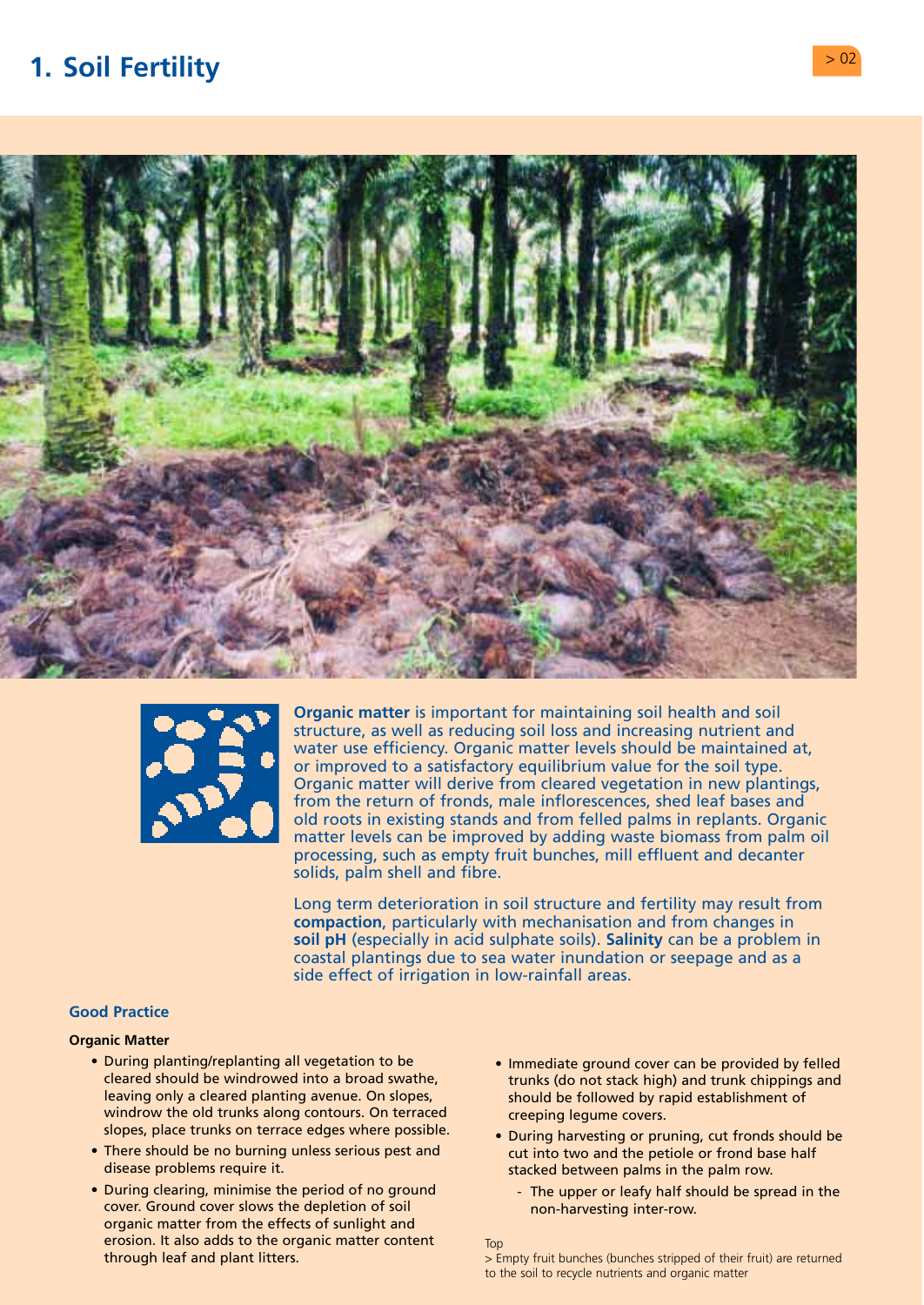# 1. Soil Fertility

**Organic matter** is important for maintaining soil health and soil structure, as well as reducing soil loss and increasing nutrient and water use efficiency. Organic matter levels should be maintained at, or improved to a satisfactory equilibrium value for the soil type. Organic matter will derive from cleared vegetation in new plantings, from the return of fronds, male inflorescences, shed leaf bases and old roots in existing stands and from felled palms in replants. Organic matter levels can be improved by adding waste biomass from palm oil processing, such as empty fruit bunches, mill effluent and decanter solids, palm shell and fibre.

Long term deterioration in soil structure and fertility may result from **compaction**, particularly with mechanisation and from changes in **soil pH** (especially in acid sulphate soils). **Salinity** can be a problem in coastal plantings due to sea water inundation or seepage and as a side effect of irrigation in low-rainfall areas.

## Good Practice

### Organic Matter

- During planting/replanting all vegetation to be cleared should be windrowed into a broad swathe, leaving only a cleared planting avenue. On slopes, windrow the old trunks along contours. On terraced slopes, place trunks on terrace edges where possible.
- There should be no burning unless serious pest and disease problems require it.
- During clearing, minimise the period of no ground cover. Ground cover slows the depletion of soil organic matter from the effects of sunlight and erosion. It also adds to the organic matter content through leaf and plant litters.
- Immediate ground cover can be provided by felled trunks (do not stack high) and trunk chippings and should be followed by rapid establishment of creeping legume covers.
- During harvesting or pruning, cut fronds should be cut into two and the petiole or frond base half stacked between palms in the palm row.
  - The upper or leafy half should be spread in the non-harvesting inter-row.

Top

> Empty fruit bunches (bunches stripped of their fruit) are returned to the soil to recycle nutrients and organic matter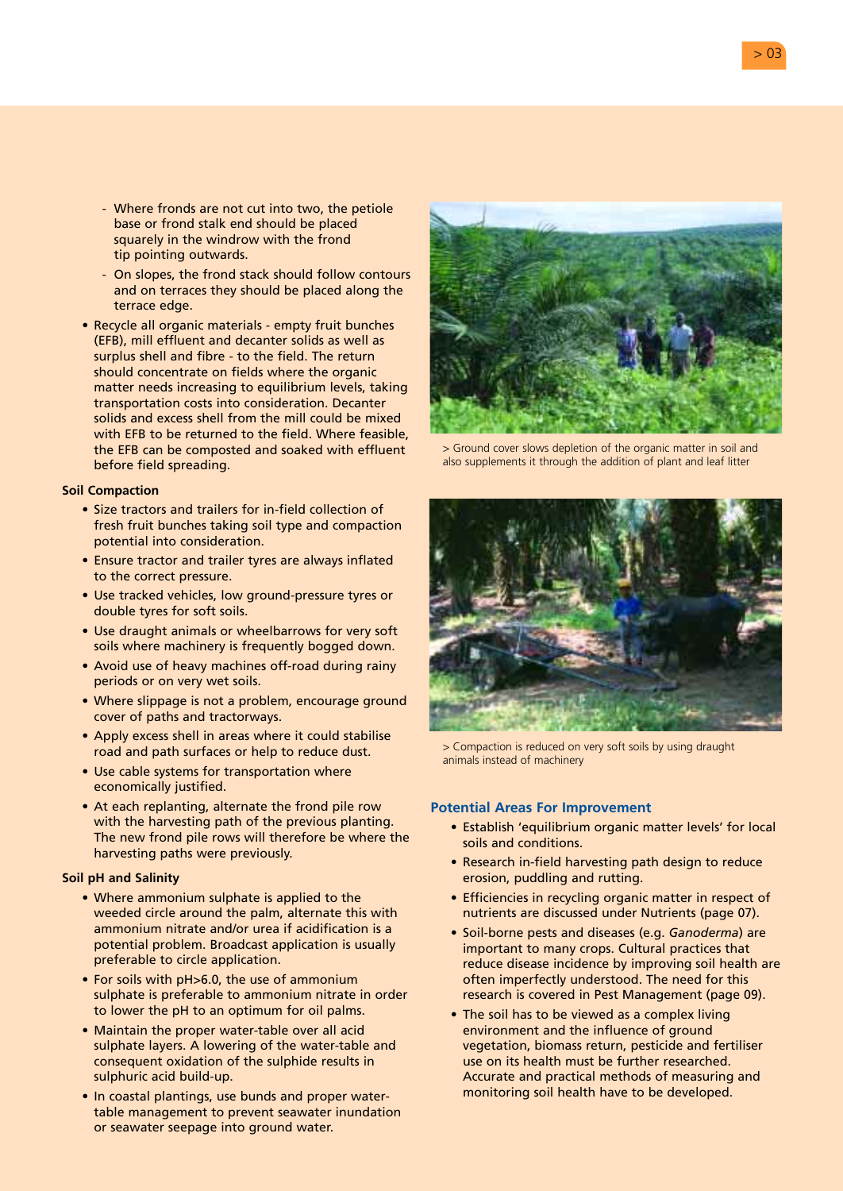- Where fronds are not cut into two, the petiole base or frond stalk end should be placed squarely in the windrow with the frond tip pointing outwards.
- On slopes, the frond stack should follow contours and on terraces they should be placed along the terrace edge.

- Recycle all organic materials - empty fruit bunches (EFB), mill effluent and decanter solids as well as surplus shell and fibre - to the field. The return should concentrate on fields where the organic matter needs increasing to equilibrium levels, taking transportation costs into consideration. Decanter solids and excess shell from the mill could be mixed with EFB to be returned to the field. Where feasible, the EFB can be composted and soaked with effluent before field spreading.

**Soil Compaction**

- Size tractors and trailers for in-field collection of fresh fruit bunches taking soil type and compaction potential into consideration.
- Ensure tractor and trailer tyres are always inflated to the correct pressure.
- Use tracked vehicles, low ground-pressure tyres or double tyres for soft soils.
- Use draught animals or wheelbarrows for very soft soils where machinery is frequently bogged down.
- Avoid use of heavy machines off-road during rainy periods or on very wet soils.
- Where slippage is not a problem, encourage ground cover of paths and tractorways.
- Apply excess shell in areas where it could stabilise road and path surfaces or help to reduce dust.
- Use cable systems for transportation where economically justified.
- At each replanting, alternate the frond pile row with the harvesting path of the previous planting. The new frond pile rows will therefore be where the harvesting paths were previously.

**Soil pH and Salinity**

- Where ammonium sulphate is applied to the weeded circle around the palm, alternate this with ammonium nitrate and/or urea if acidification is a potential problem. Broadcast application is usually preferable to circle application.
- For soils with pH>6.0, the use of ammonium sulphate is preferable to ammonium nitrate in order to lower the pH to an optimum for oil palms.
- Maintain the proper water-table over all acid sulphate layers. A lowering of the water-table and consequent oxidation of the sulphide results in sulphuric acid build-up.
- In coastal plantings, use bunds and proper water-table management to prevent seawater inundation or seawater seepage into ground water.

> Ground cover slows depletion of the organic matter in soil and also supplements it through the addition of plant and leaf litter

> Compaction is reduced on very soft soils by using draught animals instead of machinery

### Potential Areas For Improvement

- Establish 'equilibrium organic matter levels' for local soils and conditions.
- Research in-field harvesting path design to reduce erosion, puddling and rutting.
- Efficiencies in recycling organic matter in respect of nutrients are discussed under Nutrients (page 07).
- Soil-borne pests and diseases (e.g. *Ganoderma*) are important to many crops. Cultural practices that reduce disease incidence by improving soil health are often imperfectly understood. The need for this research is covered in Pest Management (page 09).
- The soil has to be viewed as a complex living environment and the influence of ground vegetation, biomass return, pesticide and fertiliser use on its health must be further researched. Accurate and practical methods of measuring and monitoring soil health have to be developed.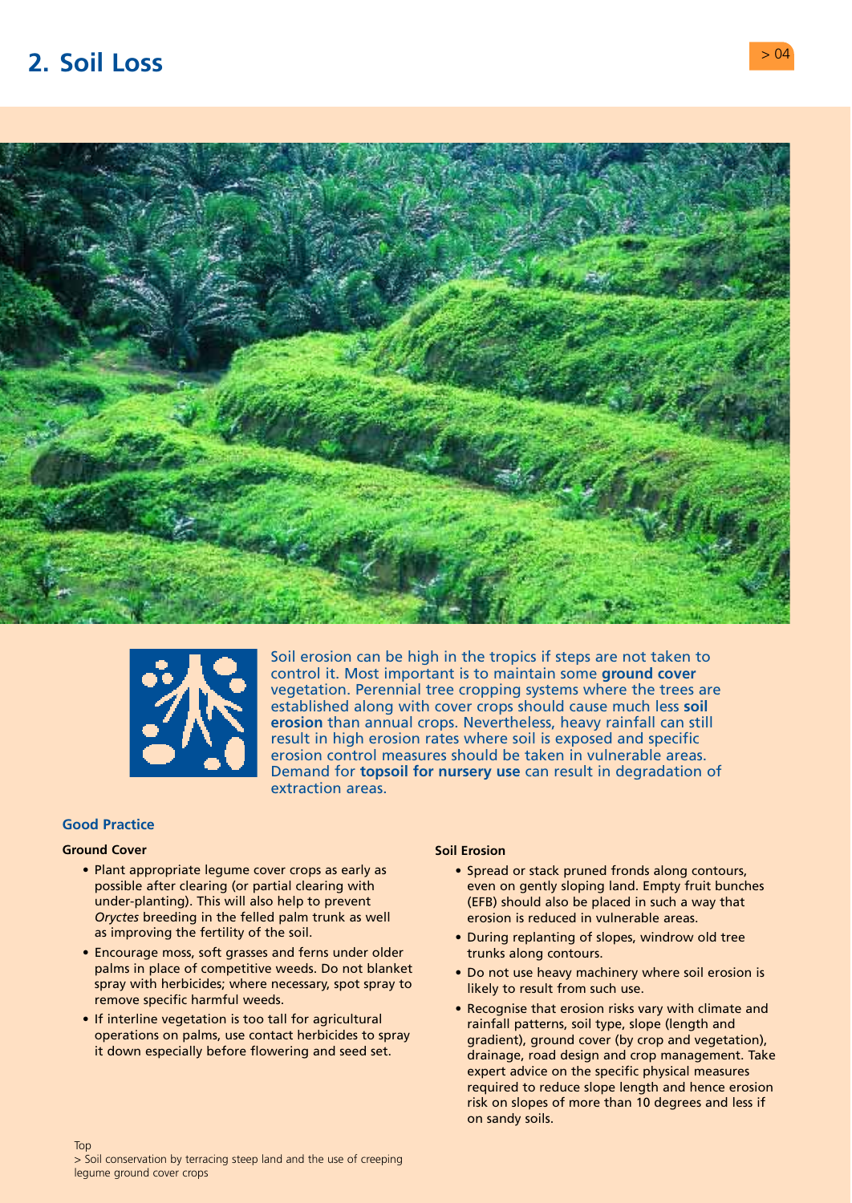# 2. Soil Loss

Soil erosion can be high in the tropics if steps are not taken to control it. Most important is to maintain some **ground cover** vegetation. Perennial tree cropping systems where the trees are established along with cover crops should cause much less **soil erosion** than annual crops. Nevertheless, heavy rainfall can still result in high erosion rates where soil is exposed and specific erosion control measures should be taken in vulnerable areas. Demand for **topsoil for nursery use** can result in degradation of extraction areas.

## Good Practice

### Ground Cover

- Plant appropriate legume cover crops as early as possible after clearing (or partial clearing with under-planting). This will also help to prevent *Oryctes* breeding in the felled palm trunk as well as improving the fertility of the soil.
- Encourage moss, soft grasses and ferns under older palms in place of competitive weeds. Do not blanket spray with herbicides; where necessary, spot spray to remove specific harmful weeds.
- If interline vegetation is too tall for agricultural operations on palms, use contact herbicides to spray it down especially before flowering and seed set.

### Soil Erosion

- Spread or stack pruned fronds along contours, even on gently sloping land. Empty fruit bunches (EFB) should also be placed in such a way that erosion is reduced in vulnerable areas.
- During replanting of slopes, windrow old tree trunks along contours.
- Do not use heavy machinery where soil erosion is likely to result from such use.
- Recognise that erosion risks vary with climate and rainfall patterns, soil type, slope (length and gradient), ground cover (by crop and vegetation), drainage, road design and crop management. Take expert advice on the specific physical measures required to reduce slope length and hence erosion risk on slopes of more than 10 degrees and less if on sandy soils.

Top
> Soil conservation by terracing steep land and the use of creeping legume ground cover crops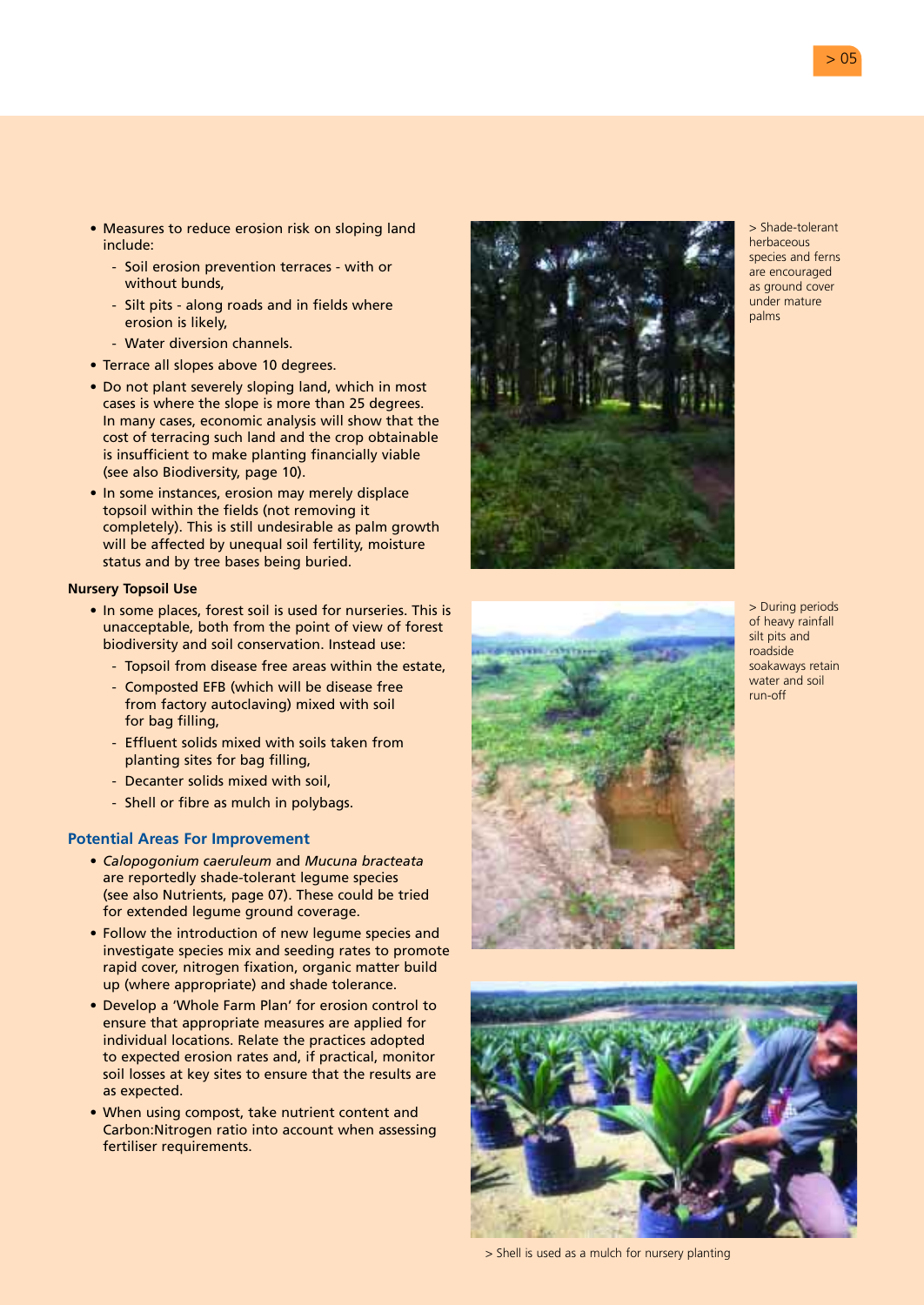- Measures to reduce erosion risk on sloping land include:
  - Soil erosion prevention terraces - with or without bunds,
  - Silt pits - along roads and in fields where erosion is likely,
  - Water diversion channels.
- Terrace all slopes above 10 degrees.
- Do not plant severely sloping land, which in most cases is where the slope is more than 25 degrees. In many cases, economic analysis will show that the cost of terracing such land and the crop obtainable is insufficient to make planting financially viable (see also Biodiversity, page 10).
- In some instances, erosion may merely displace topsoil within the fields (not removing it completely). This is still undesirable as palm growth will be affected by unequal soil fertility, moisture status and by tree bases being buried.

**Nursery Topsoil Use**

- In some places, forest soil is used for nurseries. This is unacceptable, both from the point of view of forest biodiversity and soil conservation. Instead use:
  - Topsoil from disease free areas within the estate,
  - Composted EFB (which will be disease free from factory autoclaving) mixed with soil for bag filling,
  - Effluent solids mixed with soils taken from planting sites for bag filling,
  - Decanter solids mixed with soil,
  - Shell or fibre as mulch in polybags.

## Potential Areas For Improvement

- *Calopogonium caeruleum* and *Mucuna bracteata* are reportedly shade-tolerant legume species (see also Nutrients, page 07). These could be tried for extended legume ground coverage.
- Follow the introduction of new legume species and investigate species mix and seeding rates to promote rapid cover, nitrogen fixation, organic matter build up (where appropriate) and shade tolerance.
- Develop a 'Whole Farm Plan' for erosion control to ensure that appropriate measures are applied for individual locations. Relate the practices adopted to expected erosion rates and, if practical, monitor soil losses at key sites to ensure that the results are as expected.
- When using compost, take nutrient content and Carbon:Nitrogen ratio into account when assessing fertiliser requirements.

> Shade-tolerant herbaceous species and ferns are encouraged as ground cover under mature palms

> During periods of heavy rainfall silt pits and roadside soakaways retain water and soil run-off

> Shell is used as a mulch for nursery planting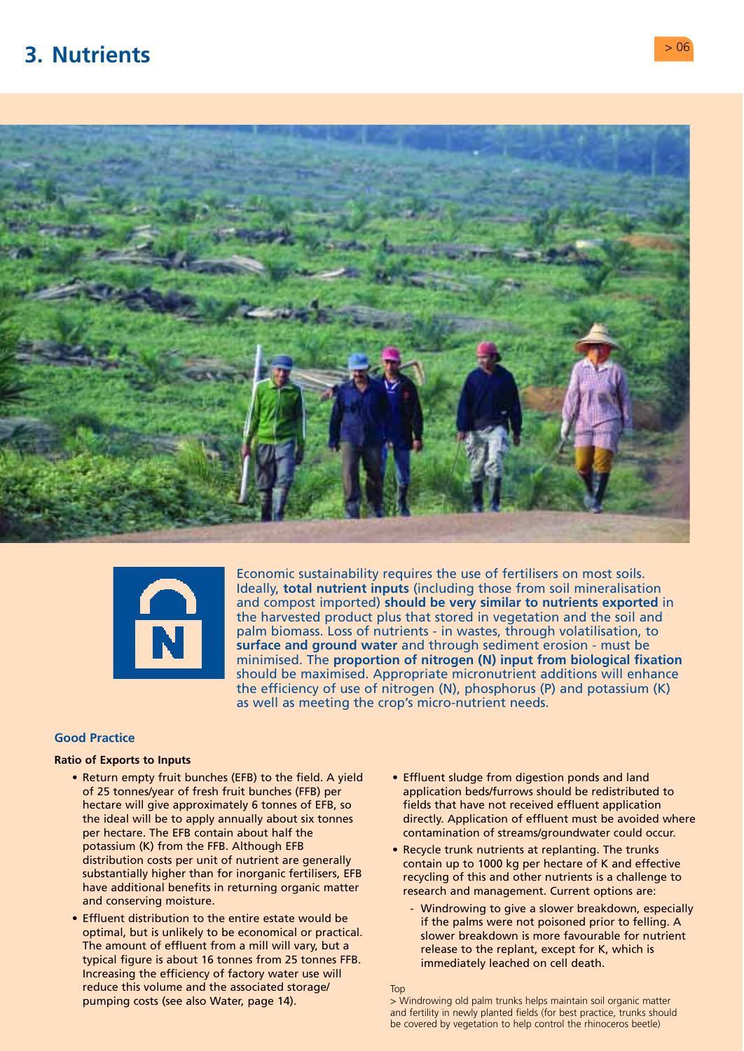# 3. Nutrients

Economic sustainability requires the use of fertilisers on most soils. Ideally, **total nutrient inputs** (including those from soil mineralisation and compost imported) **should be very similar to nutrients exported** in the harvested product plus that stored in vegetation and the soil and palm biomass. Loss of nutrients - in wastes, through volatilisation, to **surface and ground water** and through sediment erosion - must be minimised. The **proportion of nitrogen (N) input from biological fixation** should be maximised. Appropriate micronutrient additions will enhance the efficiency of use of nitrogen (N), phosphorus (P) and potassium (K) as well as meeting the crop's micro-nutrient needs.

## Good Practice

### Ratio of Exports to Inputs

- Return empty fruit bunches (EFB) to the field. A yield of 25 tonnes/year of fresh fruit bunches (FFB) per hectare will give approximately 6 tonnes of EFB, so the ideal will be to apply annually about six tonnes per hectare. The EFB contain about half the potassium (K) from the FFB. Although EFB distribution costs per unit of nutrient are generally substantially higher than for inorganic fertilisers, EFB have additional benefits in returning organic matter and conserving moisture.
- Effluent distribution to the entire estate would be optimal, but is unlikely to be economical or practical. The amount of effluent from a mill will vary, but a typical figure is about 16 tonnes from 25 tonnes FFB. Increasing the efficiency of factory water use will reduce this volume and the associated storage/pumping costs (see also Water, page 14).
- Effluent sludge from digestion ponds and land application beds/furrows should be redistributed to fields that have not received effluent application directly. Application of effluent must be avoided where contamination of streams/groundwater could occur.
- Recycle trunk nutrients at replanting. The trunks contain up to 1000 kg per hectare of K and effective recycling of this and other nutrients is a challenge to research and management. Current options are:
  - Windrowing to give a slower breakdown, especially if the palms were not poisoned prior to felling. A slower breakdown is more favourable for nutrient release to the replant, except for K, which is immediately leached on cell death.

Top
> Windrowing old palm trunks helps maintain soil organic matter and fertility in newly planted fields (for best practice, trunks should be covered by vegetation to help control the rhinoceros beetle)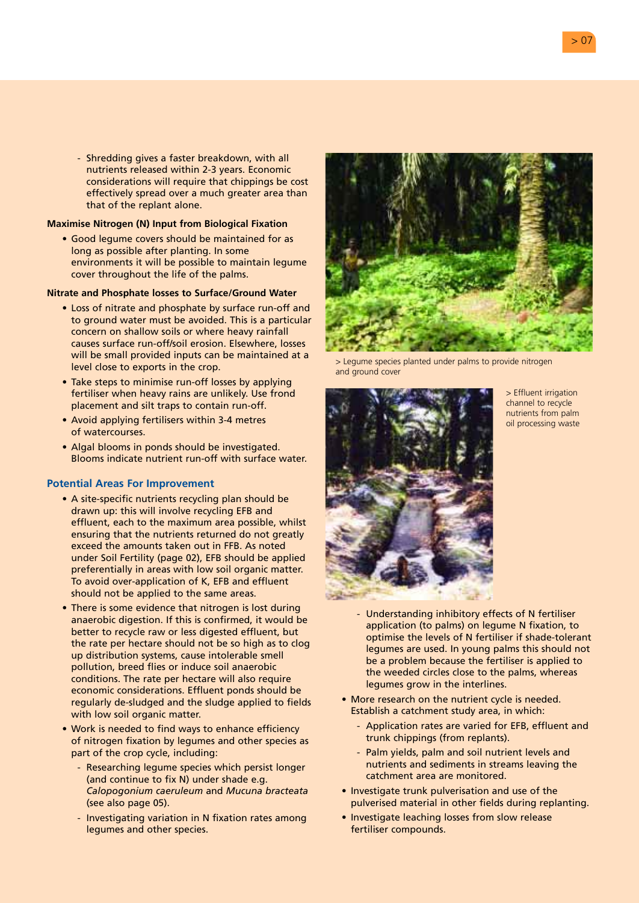- Shredding gives a faster breakdown, with all nutrients released within 2-3 years. Economic considerations will require that chippings be cost effectively spread over a much greater area than that of the replant alone.

**Maximise Nitrogen (N) Input from Biological Fixation**

- Good legume covers should be maintained for as long as possible after planting. In some environments it will be possible to maintain legume cover throughout the life of the palms.

**Nitrate and Phosphate losses to Surface/Ground Water**

- Loss of nitrate and phosphate by surface run-off and to ground water must be avoided. This is a particular concern on shallow soils or where heavy rainfall causes surface run-off/soil erosion. Elsewhere, losses will be small provided inputs can be maintained at a level close to exports in the crop.
- Take steps to minimise run-off losses by applying fertiliser when heavy rains are unlikely. Use frond placement and silt traps to contain run-off.
- Avoid applying fertilisers within 3-4 metres of watercourses.
- Algal blooms in ponds should be investigated. Blooms indicate nutrient run-off with surface water.

## Potential Areas For Improvement

- A site-specific nutrients recycling plan should be drawn up: this will involve recycling EFB and effluent, each to the maximum area possible, whilst ensuring that the nutrients returned do not greatly exceed the amounts taken out in FFB. As noted under Soil Fertility (page 02), EFB should be applied preferentially in areas with low soil organic matter. To avoid over-application of K, EFB and effluent should not be applied to the same areas.
- There is some evidence that nitrogen is lost during anaerobic digestion. If this is confirmed, it would be better to recycle raw or less digested effluent, but the rate per hectare should not be so high as to clog up distribution systems, cause intolerable smell pollution, breed flies or induce soil anaerobic conditions. The rate per hectare will also require economic considerations. Effluent ponds should be regularly de-sludged and the sludge applied to fields with low soil organic matter.
- Work is needed to find ways to enhance efficiency of nitrogen fixation by legumes and other species as part of the crop cycle, including:
  - Researching legume species which persist longer (and continue to fix N) under shade e.g. *Calopogonium caeruleum* and *Mucuna bracteata* (see also page 05).
  - Investigating variation in N fixation rates among legumes and other species.

> Legume species planted under palms to provide nitrogen and ground cover

> Effluent irrigation channel to recycle nutrients from palm oil processing waste

  - Understanding inhibitory effects of N fertiliser application (to palms) on legume N fixation, to optimise the levels of N fertiliser if shade-tolerant legumes are used. In young palms this should not be a problem because the fertiliser is applied to the weeded circles close to the palms, whereas legumes grow in the interlines.
- More research on the nutrient cycle is needed. Establish a catchment study area, in which:
  - Application rates are varied for EFB, effluent and trunk chippings (from replants).
  - Palm yields, palm and soil nutrient levels and nutrients and sediments in streams leaving the catchment area are monitored.
- Investigate trunk pulverisation and use of the pulverised material in other fields during replanting.
- Investigate leaching losses from slow release fertiliser compounds.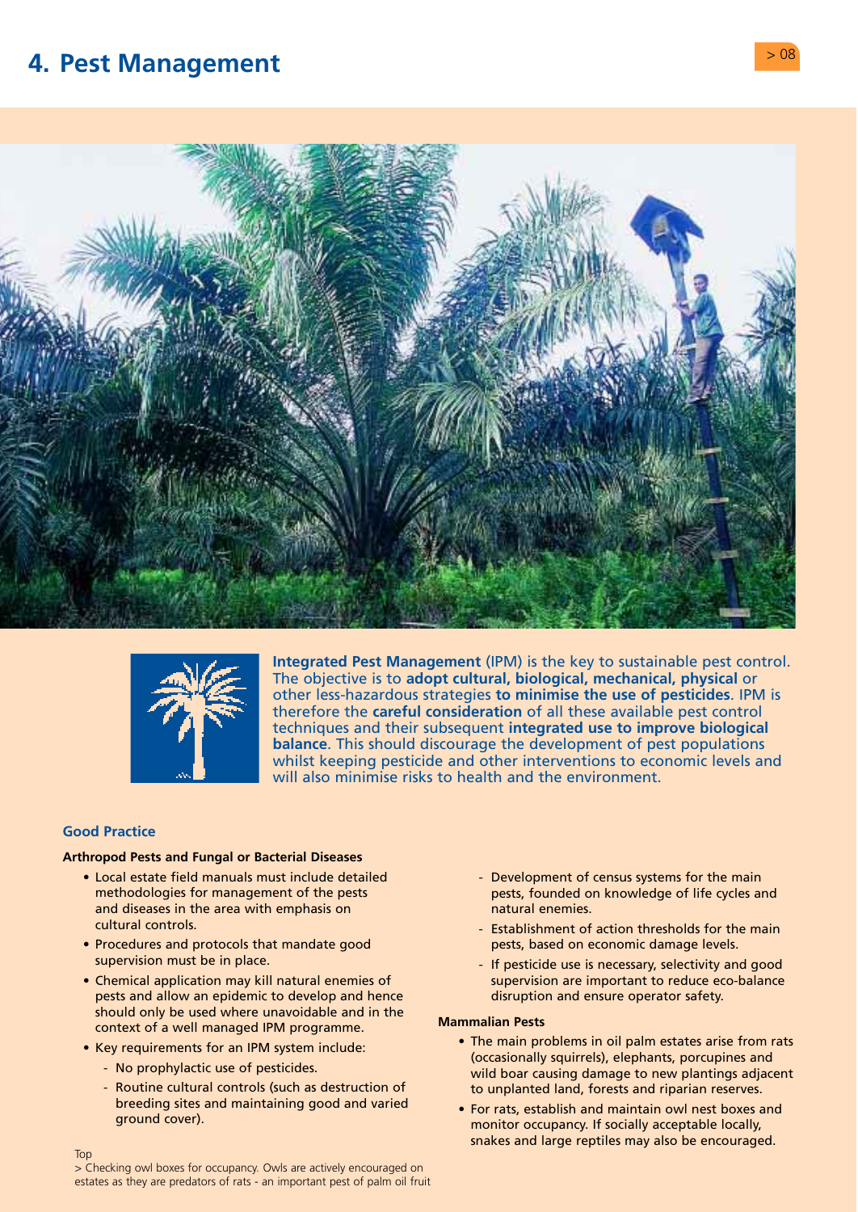# 4. Pest Management

**Integrated Pest Management** (IPM) is the key to sustainable pest control. The objective is to **adopt cultural, biological, mechanical, physical** or other less-hazardous strategies **to minimise the use of pesticides**. IPM is therefore the **careful consideration** of all these available pest control techniques and their subsequent **integrated use to improve biological balance**. This should discourage the development of pest populations whilst keeping pesticide and other interventions to economic levels and will also minimise risks to health and the environment.

### Good Practice

**Arthropod Pests and Fungal or Bacterial Diseases**

- Local estate field manuals must include detailed methodologies for management of the pests and diseases in the area with emphasis on cultural controls.
- Procedures and protocols that mandate good supervision must be in place.
- Chemical application may kill natural enemies of pests and allow an epidemic to develop and hence should only be used where unavoidable and in the context of a well managed IPM programme.
- Key requirements for an IPM system include:
  - No prophylactic use of pesticides.
  - Routine cultural controls (such as destruction of breeding sites and maintaining good and varied ground cover).
  - Development of census systems for the main pests, founded on knowledge of life cycles and natural enemies.
  - Establishment of action thresholds for the main pests, based on economic damage levels.
  - If pesticide use is necessary, selectivity and good supervision are important to reduce eco-balance disruption and ensure operator safety.

**Mammalian Pests**

- The main problems in oil palm estates arise from rats (occasionally squirrels), elephants, porcupines and wild boar causing damage to new plantings adjacent to unplanted land, forests and riparian reserves.
- For rats, establish and maintain owl nest boxes and monitor occupancy. If socially acceptable locally, snakes and large reptiles may also be encouraged.

Top
> Checking owl boxes for occupancy. Owls are actively encouraged on estates as they are predators of rats - an important pest of palm oil fruit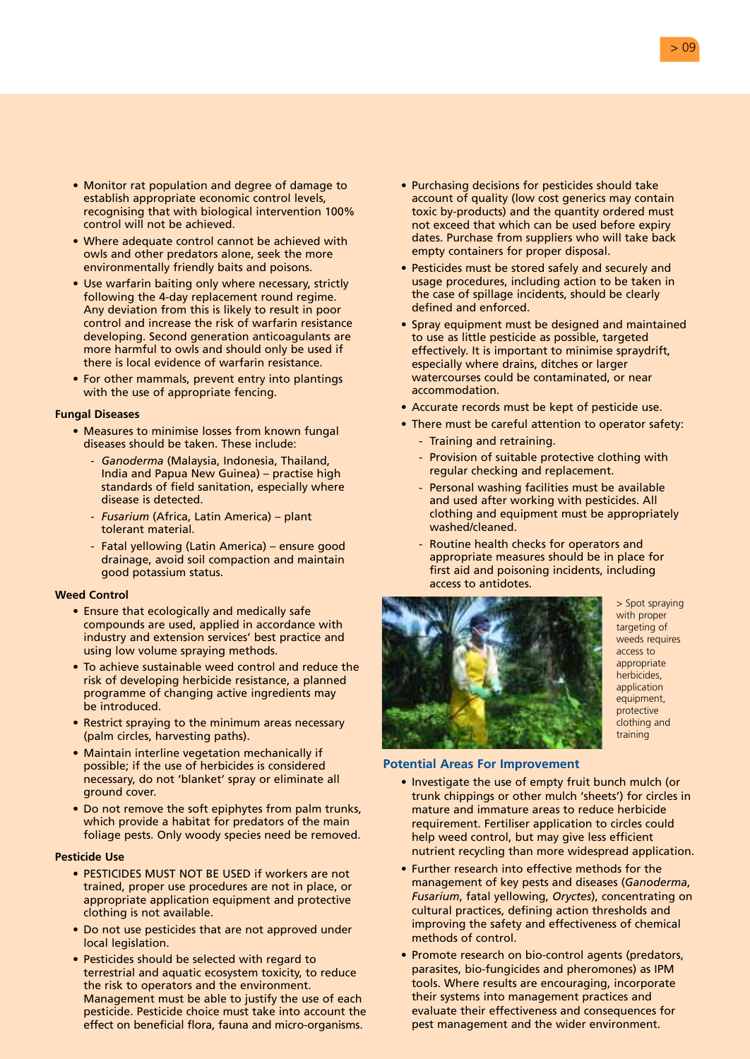- Monitor rat population and degree of damage to establish appropriate economic control levels, recognising that with biological intervention 100% control will not be achieved.
- Where adequate control cannot be achieved with owls and other predators alone, seek the more environmentally friendly baits and poisons.
- Use warfarin baiting only where necessary, strictly following the 4-day replacement round regime. Any deviation from this is likely to result in poor control and increase the risk of warfarin resistance developing. Second generation anticoagulants are more harmful to owls and should only be used if there is local evidence of warfarin resistance.
- For other mammals, prevent entry into plantings with the use of appropriate fencing.

**Fungal Diseases**

- Measures to minimise losses from known fungal diseases should be taken. These include:
  - *Ganoderma* (Malaysia, Indonesia, Thailand, India and Papua New Guinea) – practise high standards of field sanitation, especially where disease is detected.
  - *Fusarium* (Africa, Latin America) – plant tolerant material.
  - Fatal yellowing (Latin America) – ensure good drainage, avoid soil compaction and maintain good potassium status.

**Weed Control**

- Ensure that ecologically and medically safe compounds are used, applied in accordance with industry and extension services' best practice and using low volume spraying methods.
- To achieve sustainable weed control and reduce the risk of developing herbicide resistance, a planned programme of changing active ingredients may be introduced.
- Restrict spraying to the minimum areas necessary (palm circles, harvesting paths).
- Maintain interline vegetation mechanically if possible; if the use of herbicides is considered necessary, do not 'blanket' spray or eliminate all ground cover.
- Do not remove the soft epiphytes from palm trunks, which provide a habitat for predators of the main foliage pests. Only woody species need be removed.

**Pesticide Use**

- PESTICIDES MUST NOT BE USED if workers are not trained, proper use procedures are not in place, or appropriate application equipment and protective clothing is not available.
- Do not use pesticides that are not approved under local legislation.
- Pesticides should be selected with regard to terrestrial and aquatic ecosystem toxicity, to reduce the risk to operators and the environment. Management must be able to justify the use of each pesticide. Pesticide choice must take into account the effect on beneficial flora, fauna and micro-organisms.
- Purchasing decisions for pesticides should take account of quality (low cost generics may contain toxic by-products) and the quantity ordered must not exceed that which can be used before expiry dates. Purchase from suppliers who will take back empty containers for proper disposal.
- Pesticides must be stored safely and securely and usage procedures, including action to be taken in the case of spillage incidents, should be clearly defined and enforced.
- Spray equipment must be designed and maintained to use as little pesticide as possible, targeted effectively. It is important to minimise spraydrift, especially where drains, ditches or larger watercourses could be contaminated, or near accommodation.
- Accurate records must be kept of pesticide use.
- There must be careful attention to operator safety:
  - Training and retraining.
  - Provision of suitable protective clothing with regular checking and replacement.
  - Personal washing facilities must be available and used after working with pesticides. All clothing and equipment must be appropriately washed/cleaned.
  - Routine health checks for operators and appropriate measures should be in place for first aid and poisoning incidents, including access to antidotes.

> Spot spraying with proper targeting of weeds requires access to appropriate herbicides, application equipment, protective clothing and training

## Potential Areas For Improvement

- Investigate the use of empty fruit bunch mulch (or trunk chippings or other mulch 'sheets') for circles in mature and immature areas to reduce herbicide requirement. Fertiliser application to circles could help weed control, but may give less efficient nutrient recycling than more widespread application.
- Further research into effective methods for the management of key pests and diseases (*Ganoderma*, *Fusarium*, fatal yellowing, *Oryctes*), concentrating on cultural practices, defining action thresholds and improving the safety and effectiveness of chemical methods of control.
- Promote research on bio-control agents (predators, parasites, bio-fungicides and pheromones) as IPM tools. Where results are encouraging, incorporate their systems into management practices and evaluate their effectiveness and consequences for pest management and the wider environment.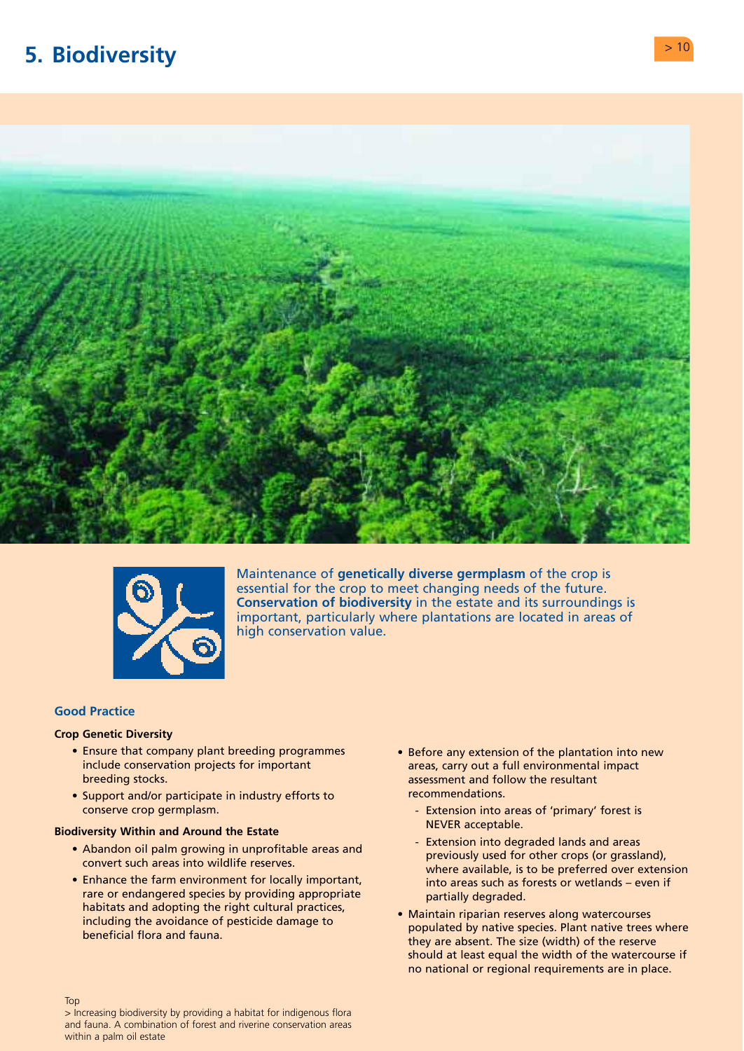# 5. Biodiversity

Maintenance of **genetically diverse germplasm** of the crop is essential for the crop to meet changing needs of the future. **Conservation of biodiversity** in the estate and its surroundings is important, particularly where plantations are located in areas of high conservation value.

## Good Practice

### Crop Genetic Diversity

- Ensure that company plant breeding programmes include conservation projects for important breeding stocks.
- Support and/or participate in industry efforts to conserve crop germplasm.

### Biodiversity Within and Around the Estate

- Abandon oil palm growing in unprofitable areas and convert such areas into wildlife reserves.
- Enhance the farm environment for locally important, rare or endangered species by providing appropriate habitats and adopting the right cultural practices, including the avoidance of pesticide damage to beneficial flora and fauna.
- Before any extension of the plantation into new areas, carry out a full environmental impact assessment and follow the resultant recommendations.
  - Extension into areas of 'primary' forest is NEVER acceptable.
  - Extension into degraded lands and areas previously used for other crops (or grassland), where available, is to be preferred over extension into areas such as forests or wetlands – even if partially degraded.
- Maintain riparian reserves along watercourses populated by native species. Plant native trees where they are absent. The size (width) of the reserve should at least equal the width of the watercourse if no national or regional requirements are in place.

Top
> Increasing biodiversity by providing a habitat for indigenous flora and fauna. A combination of forest and riverine conservation areas within a palm oil estate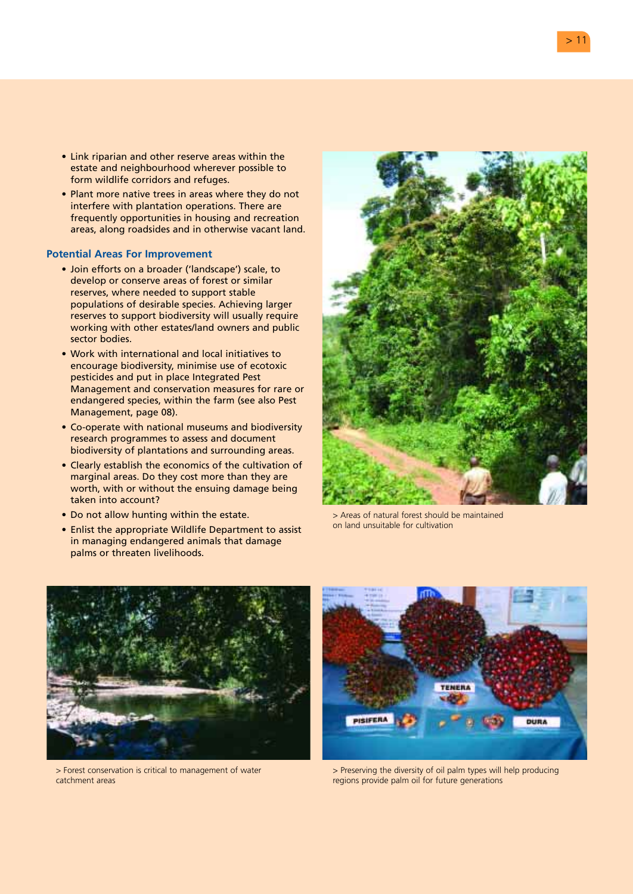- Link riparian and other reserve areas within the estate and neighbourhood wherever possible to form wildlife corridors and refuges.
- Plant more native trees in areas where they do not interfere with plantation operations. There are frequently opportunities in housing and recreation areas, along roadsides and in otherwise vacant land.

### Potential Areas For Improvement

- Join efforts on a broader ('landscape') scale, to develop or conserve areas of forest or similar reserves, where needed to support stable populations of desirable species. Achieving larger reserves to support biodiversity will usually require working with other estates/land owners and public sector bodies.
- Work with international and local initiatives to encourage biodiversity, minimise use of ecotoxic pesticides and put in place Integrated Pest Management and conservation measures for rare or endangered species, within the farm (see also Pest Management, page 08).
- Co-operate with national museums and biodiversity research programmes to assess and document biodiversity of plantations and surrounding areas.
- Clearly establish the economics of the cultivation of marginal areas. Do they cost more than they are worth, with or without the ensuing damage being taken into account?
- Do not allow hunting within the estate.
- Enlist the appropriate Wildlife Department to assist in managing endangered animals that damage palms or threaten livelihoods.

> Areas of natural forest should be maintained on land unsuitable for cultivation

> Forest conservation is critical to management of water catchment areas

> Preserving the diversity of oil palm types will help producing regions provide palm oil for future generations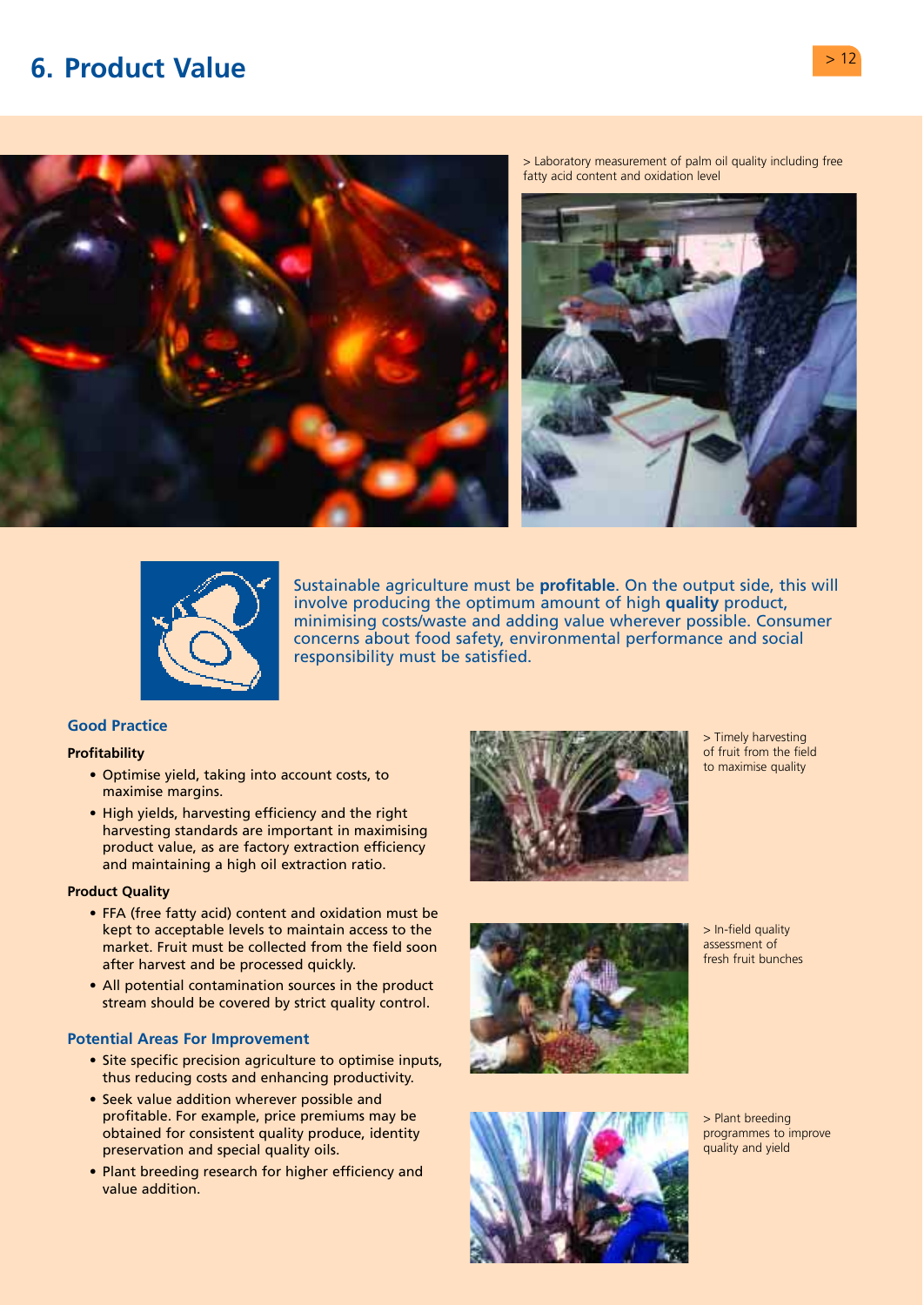# 6. Product Value

> Laboratory measurement of palm oil quality including free fatty acid content and oxidation level

Sustainable agriculture must be **profitable**. On the output side, this will involve producing the optimum amount of high **quality** product, minimising costs/waste and adding value wherever possible. Consumer concerns about food safety, environmental performance and social responsibility must be satisfied.

## Good Practice

### Profitability

- Optimise yield, taking into account costs, to maximise margins.
- High yields, harvesting efficiency and the right harvesting standards are important in maximising product value, as are factory extraction efficiency and maintaining a high oil extraction ratio.

### Product Quality

- FFA (free fatty acid) content and oxidation must be kept to acceptable levels to maintain access to the market. Fruit must be collected from the field soon after harvest and be processed quickly.
- All potential contamination sources in the product stream should be covered by strict quality control.

## Potential Areas For Improvement

- Site specific precision agriculture to optimise inputs, thus reducing costs and enhancing productivity.
- Seek value addition wherever possible and profitable. For example, price premiums may be obtained for consistent quality produce, identity preservation and special quality oils.
- Plant breeding research for higher efficiency and value addition.

> Timely harvesting of fruit from the field to maximise quality

> In-field quality assessment of fresh fruit bunches

> Plant breeding programmes to improve quality and yield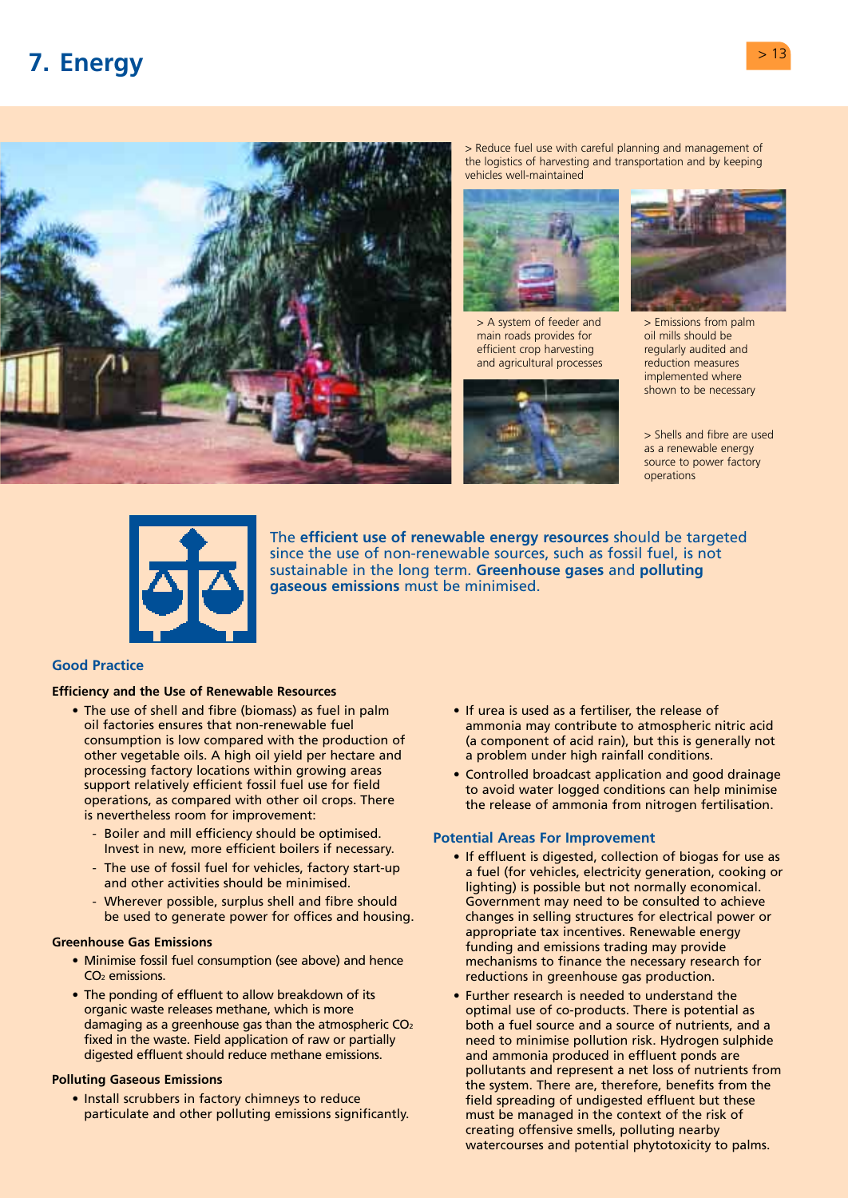# 7. Energy

> Reduce fuel use with careful planning and management of the logistics of harvesting and transportation and by keeping vehicles well-maintained

> A system of feeder and main roads provides for efficient crop harvesting and agricultural processes

> Emissions from palm oil mills should be regularly audited and reduction measures implemented where shown to be necessary

> Shells and fibre are used as a renewable energy source to power factory operations

The **efficient use of renewable energy resources** should be targeted since the use of non-renewable sources, such as fossil fuel, is not sustainable in the long term. **Greenhouse gases** and **polluting gaseous emissions** must be minimised.

## Good Practice

### Efficiency and the Use of Renewable Resources

- The use of shell and fibre (biomass) as fuel in palm oil factories ensures that non-renewable fuel consumption is low compared with the production of other vegetable oils. A high oil yield per hectare and processing factory locations within growing areas support relatively efficient fossil fuel use for field operations, as compared with other oil crops. There is nevertheless room for improvement:
  - Boiler and mill efficiency should be optimised. Invest in new, more efficient boilers if necessary.
  - The use of fossil fuel for vehicles, factory start-up and other activities should be minimised.
  - Wherever possible, surplus shell and fibre should be used to generate power for offices and housing.

### Greenhouse Gas Emissions

- Minimise fossil fuel consumption (see above) and hence $CO_2$ emissions.
- The ponding of effluent to allow breakdown of its organic waste releases methane, which is more damaging as a greenhouse gas than the atmospheric $CO_2$ fixed in the waste. Field application of raw or partially digested effluent should reduce methane emissions.

### Polluting Gaseous Emissions

- Install scrubbers in factory chimneys to reduce particulate and other polluting emissions significantly.
- If urea is used as a fertiliser, the release of ammonia may contribute to atmospheric nitric acid (a component of acid rain), but this is generally not a problem under high rainfall conditions.
- Controlled broadcast application and good drainage to avoid water logged conditions can help minimise the release of ammonia from nitrogen fertilisation.

## Potential Areas For Improvement

- If effluent is digested, collection of biogas for use as a fuel (for vehicles, electricity generation, cooking or lighting) is possible but not normally economical. Government may need to be consulted to achieve changes in selling structures for electrical power or appropriate tax incentives. Renewable energy funding and emissions trading may provide mechanisms to finance the necessary research for reductions in greenhouse gas production.
- Further research is needed to understand the optimal use of co-products. There is potential as both a fuel source and a source of nutrients, and a need to minimise pollution risk. Hydrogen sulphide and ammonia produced in effluent ponds are pollutants and represent a net loss of nutrients from the system. There are, therefore, benefits from the field spreading of undigested effluent but these must be managed in the context of the risk of creating offensive smells, polluting nearby watercourses and potential phytotoxicity to palms.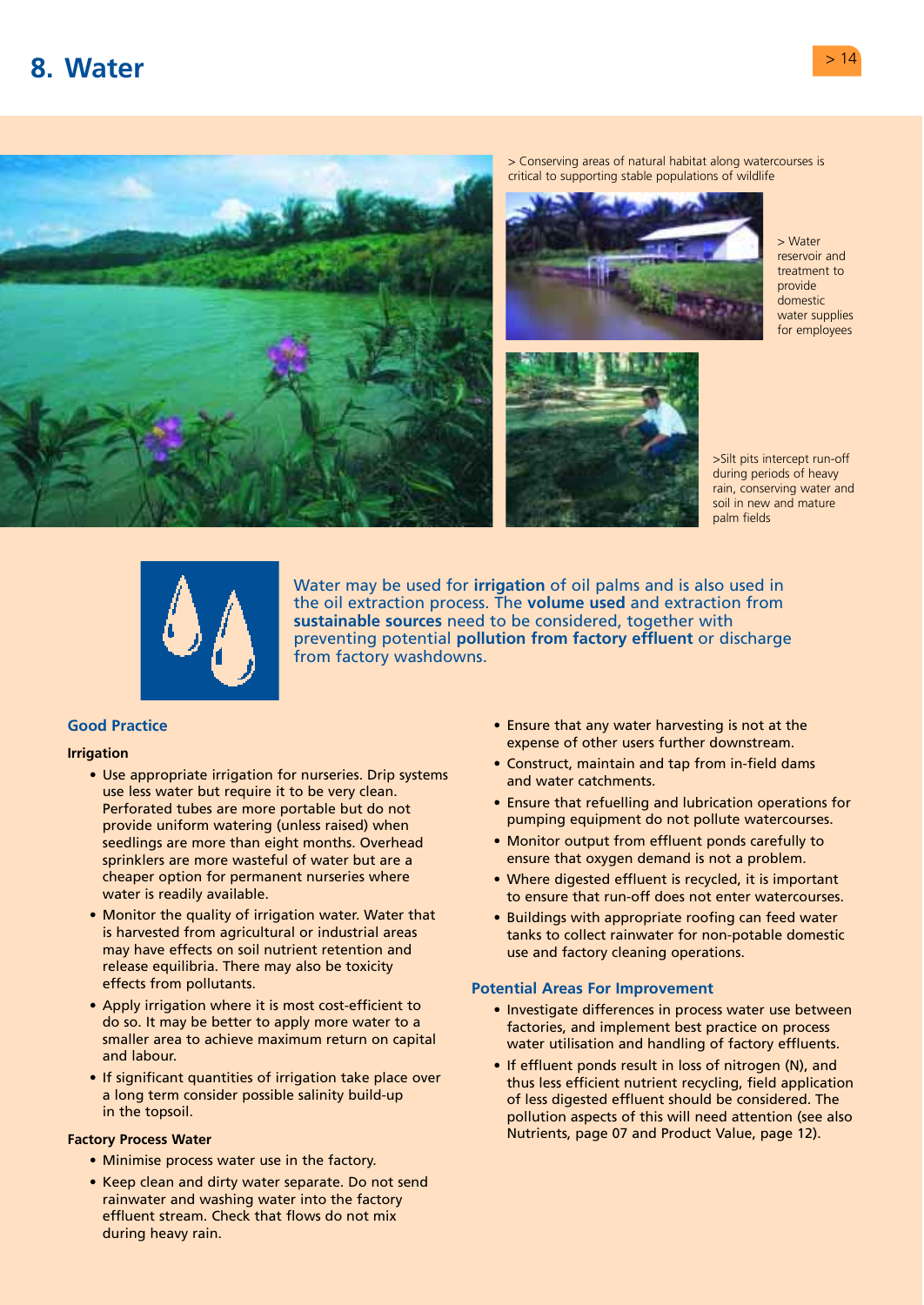# 8. Water

> Conserving areas of natural habitat along watercourses is critical to supporting stable populations of wildlife

> Water reservoir and treatment to provide domestic water supplies for employees

>Silt pits intercept run-off during periods of heavy rain, conserving water and soil in new and mature palm fields

Water may be used for **irrigation** of oil palms and is also used in the oil extraction process. The **volume used** and extraction from **sustainable sources** need to be considered, together with preventing potential **pollution from factory effluent** or discharge from factory washdowns.

## Good Practice

### Irrigation

- Use appropriate irrigation for nurseries. Drip systems use less water but require it to be very clean. Perforated tubes are more portable but do not provide uniform watering (unless raised) when seedlings are more than eight months. Overhead sprinklers are more wasteful of water but are a cheaper option for permanent nurseries where water is readily available.
- Monitor the quality of irrigation water. Water that is harvested from agricultural or industrial areas may have effects on soil nutrient retention and release equilibria. There may also be toxicity effects from pollutants.
- Apply irrigation where it is most cost-efficient to do so. It may be better to apply more water to a smaller area to achieve maximum return on capital and labour.
- If significant quantities of irrigation take place over a long term consider possible salinity build-up in the topsoil.

### Factory Process Water

- Minimise process water use in the factory.
- Keep clean and dirty water separate. Do not send rainwater and washing water into the factory effluent stream. Check that flows do not mix during heavy rain.
- Ensure that any water harvesting is not at the expense of other users further downstream.
- Construct, maintain and tap from in-field dams and water catchments.
- Ensure that refuelling and lubrication operations for pumping equipment do not pollute watercourses.
- Monitor output from effluent ponds carefully to ensure that oxygen demand is not a problem.
- Where digested effluent is recycled, it is important to ensure that run-off does not enter watercourses.
- Buildings with appropriate roofing can feed water tanks to collect rainwater for non-potable domestic use and factory cleaning operations.

## Potential Areas For Improvement

- Investigate differences in process water use between factories, and implement best practice on process water utilisation and handling of factory effluents.
- If effluent ponds result in loss of nitrogen (N), and thus less efficient nutrient recycling, field application of less digested effluent should be considered. The pollution aspects of this will need attention (see also Nutrients, page 07 and Product Value, page 12).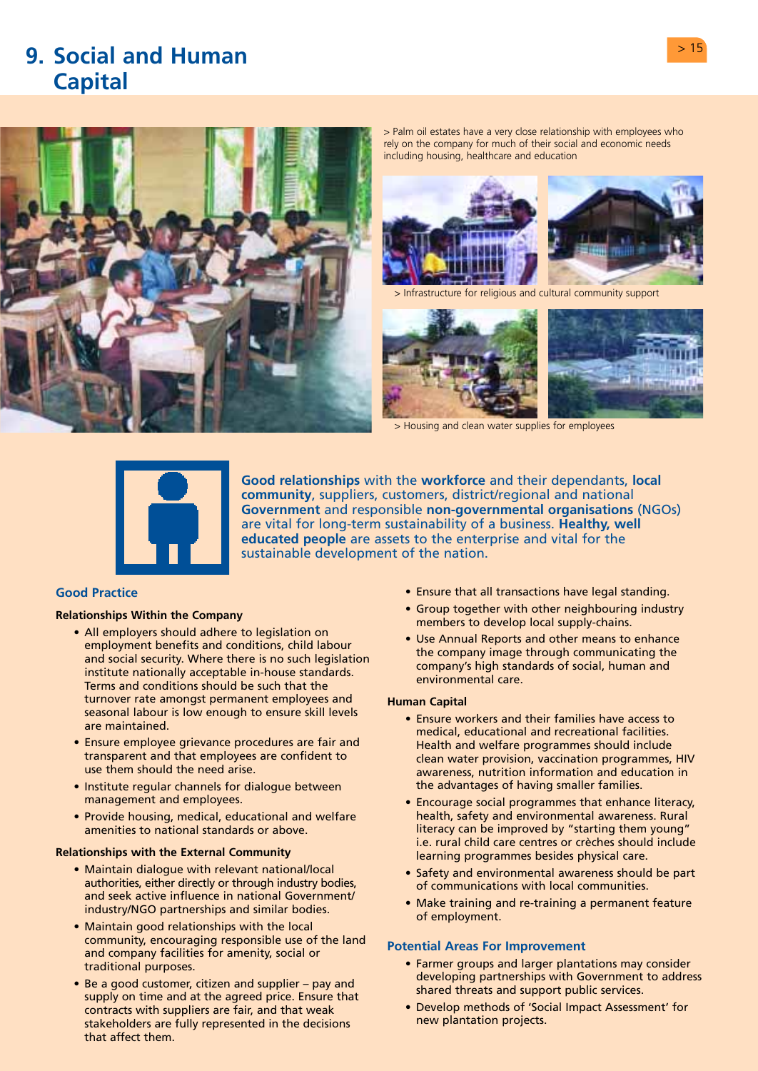# 9. Social and Human Capital

> Palm oil estates have a very close relationship with employees who rely on the company for much of their social and economic needs including housing, healthcare and education

> Infrastructure for religious and cultural community support

> Housing and clean water supplies for employees

**Good relationships** with the **workforce** and their dependants, **local community**, suppliers, customers, district/regional and national **Government** and responsible **non-governmental organisations** (NGOs) are vital for long-term sustainability of a business. **Healthy, well educated people** are assets to the enterprise and vital for the sustainable development of the nation.

## Good Practice

### Relationships Within the Company

- All employers should adhere to legislation on employment benefits and conditions, child labour and social security. Where there is no such legislation institute nationally acceptable in-house standards. Terms and conditions should be such that the turnover rate amongst permanent employees and seasonal labour is low enough to ensure skill levels are maintained.
- Ensure employee grievance procedures are fair and transparent and that employees are confident to use them should the need arise.
- Institute regular channels for dialogue between management and employees.
- Provide housing, medical, educational and welfare amenities to national standards or above.

### Relationships with the External Community

- Maintain dialogue with relevant national/local authorities, either directly or through industry bodies, and seek active influence in national Government/ industry/NGO partnerships and similar bodies.
- Maintain good relationships with the local community, encouraging responsible use of the land and company facilities for amenity, social or traditional purposes.
- Be a good customer, citizen and supplier – pay and supply on time and at the agreed price. Ensure that contracts with suppliers are fair, and that weak stakeholders are fully represented in the decisions that affect them.
- Ensure that all transactions have legal standing.
- Group together with other neighbouring industry members to develop local supply-chains.
- Use Annual Reports and other means to enhance the company image through communicating the company's high standards of social, human and environmental care.

### Human Capital

- Ensure workers and their families have access to medical, educational and recreational facilities. Health and welfare programmes should include clean water provision, vaccination programmes, HIV awareness, nutrition information and education in the advantages of having smaller families.
- Encourage social programmes that enhance literacy, health, safety and environmental awareness. Rural literacy can be improved by "starting them young" i.e. rural child care centres or crèches should include learning programmes besides physical care.
- Safety and environmental awareness should be part of communications with local communities.
- Make training and re-training a permanent feature of employment.

## Potential Areas For Improvement

- Farmer groups and larger plantations may consider developing partnerships with Government to address shared threats and support public services.
- Develop methods of 'Social Impact Assessment' for new plantation projects.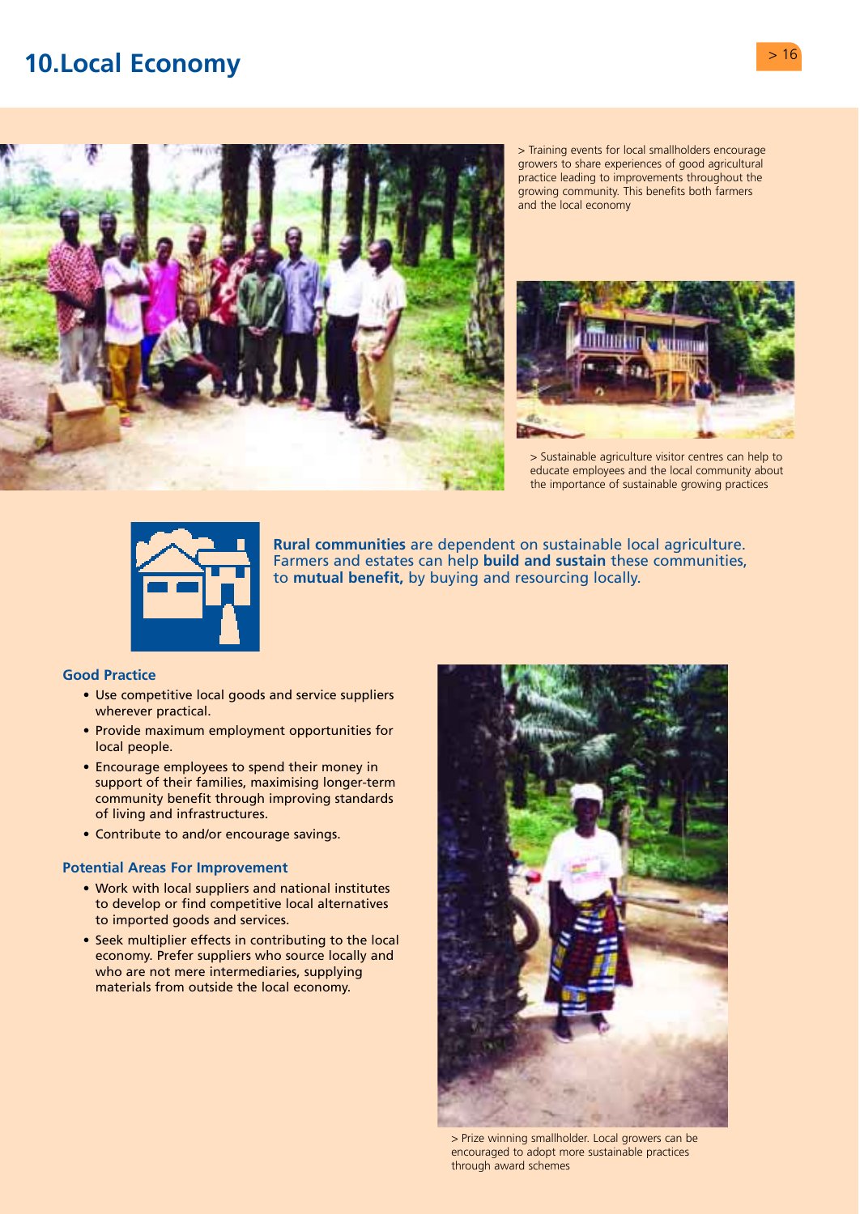# 10. Local Economy

> Training events for local smallholders encourage growers to share experiences of good agricultural practice leading to improvements throughout the growing community. This benefits both farmers and the local economy

> Sustainable agriculture visitor centres can help to educate employees and the local community about the importance of sustainable growing practices

**Rural communities** are dependent on sustainable local agriculture. Farmers and estates can help **build and sustain** these communities, to **mutual benefit,** by buying and resourcing locally.

### Good Practice

- Use competitive local goods and service suppliers wherever practical.
- Provide maximum employment opportunities for local people.
- Encourage employees to spend their money in support of their families, maximising longer-term community benefit through improving standards of living and infrastructures.
- Contribute to and/or encourage savings.

### Potential Areas For Improvement

- Work with local suppliers and national institutes to develop or find competitive local alternatives to imported goods and services.
- Seek multiplier effects in contributing to the local economy. Prefer suppliers who source locally and who are not mere intermediaries, supplying materials from outside the local economy.

> Prize winning smallholder. Local growers can be encouraged to adopt more sustainable practices through award schemes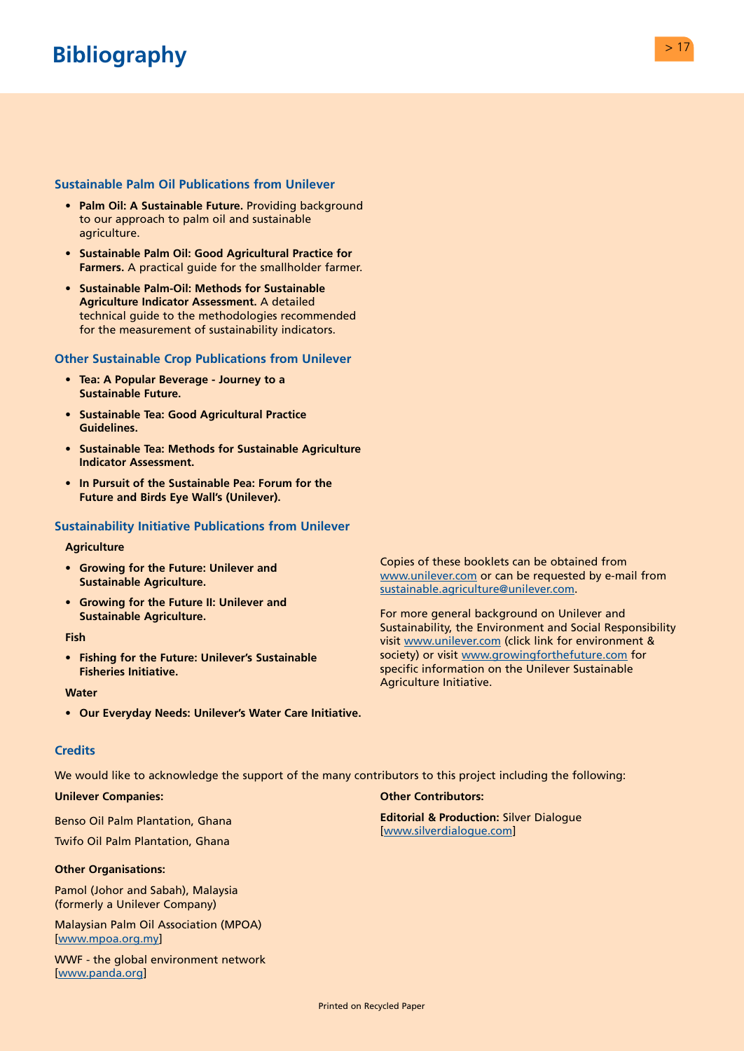# Bibliography

### Sustainable Palm Oil Publications from Unilever

- **Palm Oil: A Sustainable Future.** Providing background to our approach to palm oil and sustainable agriculture.
- **Sustainable Palm Oil: Good Agricultural Practice for Farmers.** A practical guide for the smallholder farmer.
- **Sustainable Palm-Oil: Methods for Sustainable Agriculture Indicator Assessment.** A detailed technical guide to the methodologies recommended for the measurement of sustainability indicators.

### Other Sustainable Crop Publications from Unilever

- **Tea: A Popular Beverage - Journey to a Sustainable Future.**
- **Sustainable Tea: Good Agricultural Practice Guidelines.**
- **Sustainable Tea: Methods for Sustainable Agriculture Indicator Assessment.**
- **In Pursuit of the Sustainable Pea: Forum for the Future and Birds Eye Wall's (Unilever).**

### Sustainability Initiative Publications from Unilever

**Agriculture**

- **Growing for the Future: Unilever and Sustainable Agriculture.**
- **Growing for the Future II: Unilever and Sustainable Agriculture.**

**Fish**

- **Fishing for the Future: Unilever's Sustainable Fisheries Initiative.**

**Water**

- **Our Everyday Needs: Unilever's Water Care Initiative.**

Copies of these booklets can be obtained from www.unilever.com or can be requested by e-mail from sustainable.agriculture@unilever.com.

For more general background on Unilever and Sustainability, the Environment and Social Responsibility visit www.unilever.com (click link for environment & society) or visit www.growingforthefuture.com for specific information on the Unilever Sustainable Agriculture Initiative.

### Credits

We would like to acknowledge the support of the many contributors to this project including the following:

**Unilever Companies:**

Benso Oil Palm Plantation, Ghana

Twifo Oil Palm Plantation, Ghana

**Other Organisations:**

Pamol (Johor and Sabah), Malaysia (formerly a Unilever Company)

Malaysian Palm Oil Association (MPOA) [www.mpoa.org.my]

WWF - the global environment network [www.panda.org]

**Other Contributors:**

**Editorial & Production:** Silver Dialogue [www.silverdialogue.com]

Printed on Recycled Paper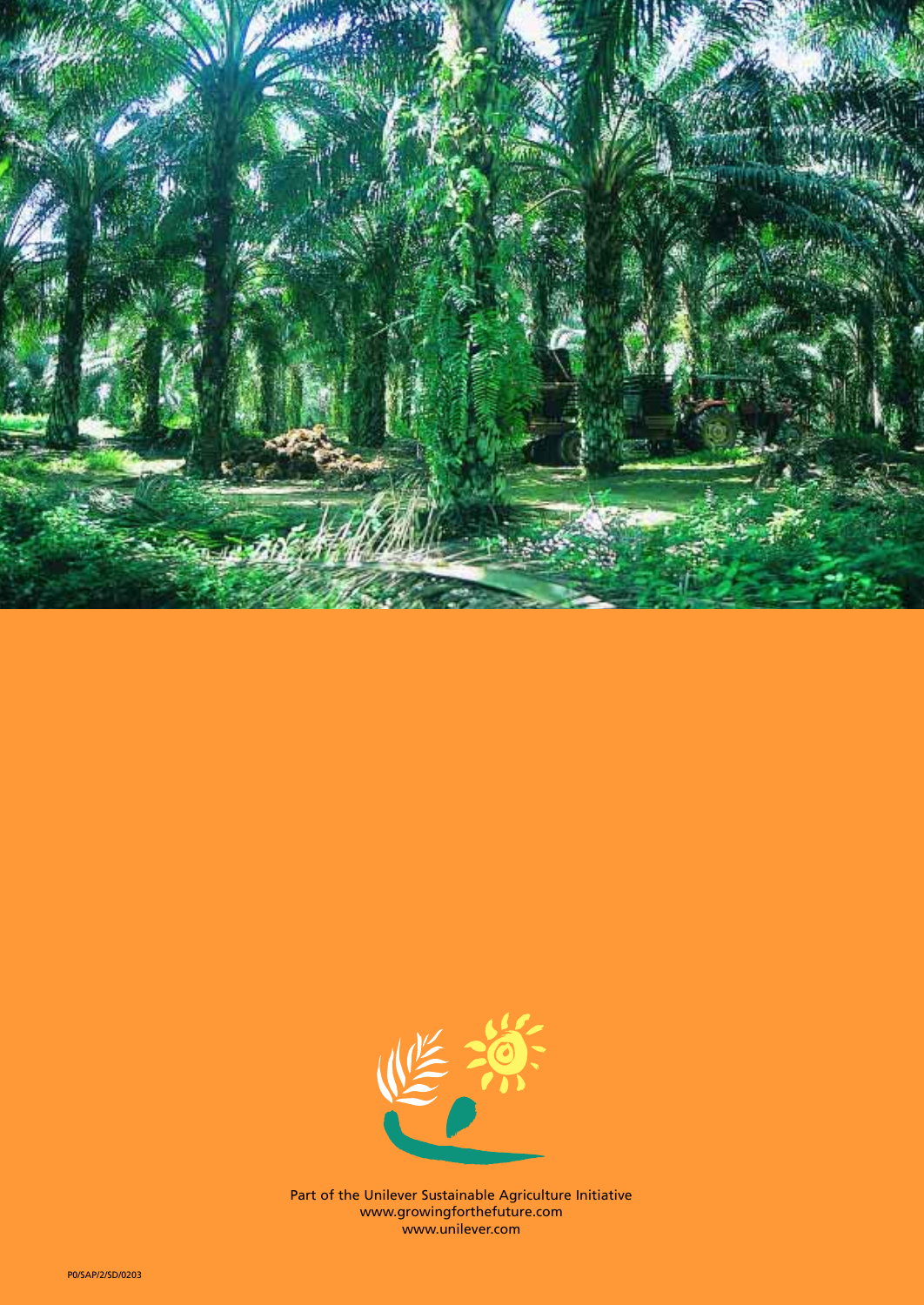Part of the Unilever Sustainable Agriculture Initiative
www.growingforthefuture.com
www.unilever.com

P0/SAP/2/SD/0203